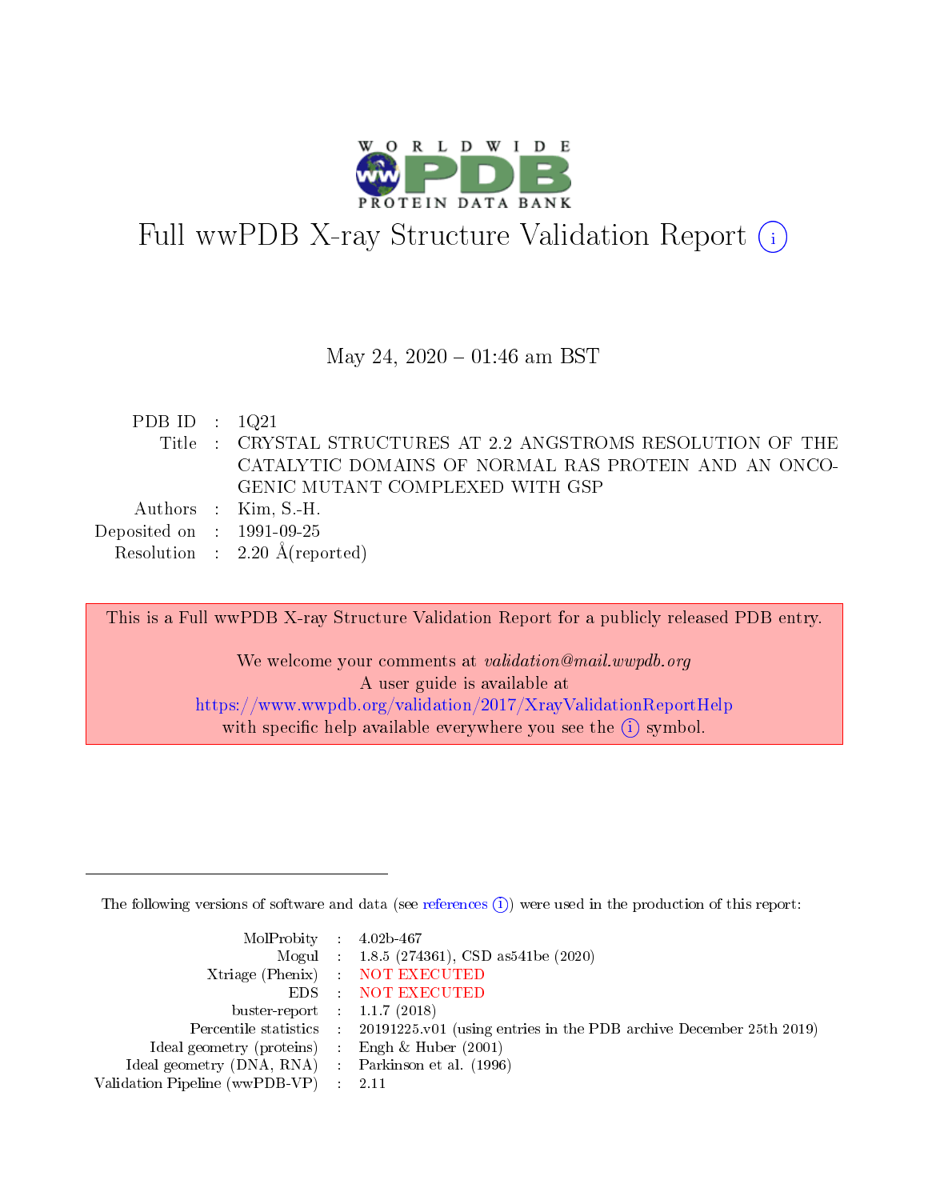# Full wwPDB X-ray Structure Validation Report (i)

May 24, 2020 – 01:46 am BST

| | | |
|---|---|---|
| PDB ID | : | 1Q21 |
| Title | : | CRYSTAL STRUCTURES AT 2.2 ANGSTROMS RESOLUTION OF THE CATALYTIC DOMAINS OF NORMAL RAS PROTEIN AND AN ONCOGENIC MUTANT COMPLEXED WITH GSP |
| Authors | : | Kim, S.-H. |
| Deposited on | : | 1991-09-25 |
| Resolution | : | 2.20 Å(reported) |

This is a Full wwPDB X-ray Structure Validation Report for a publicly released PDB entry.

We welcome your comments at *validation@mail.wwpdb.org*
A user guide is available at
https://www.wwpdb.org/validation/2017/XrayValidationReportHelp
with specific help available everywhere you see the (i) symbol.

---

The following versions of software and data (see references (i)) were used in the production of this report:

| | | |
|---|---|---|
| MolProbity | : | 4.02b-467 |
| Mogul | : | 1.8.5 (274361), CSD as541be (2020) |
| Xtriage (Phenix) | : | NOT EXECUTED |
| EDS | : | NOT EXECUTED |
| buster-report | : | 1.1.7 (2018) |
| Percentile statistics | : | 20191225.v01 (using entries in the PDB archive December 25th 2019) |
| Ideal geometry (proteins) | : | Engh & Huber (2001) |
| Ideal geometry (DNA, RNA) | : | Parkinson et al. (1996) |
| Validation Pipeline (wwPDB-VP) | : | 2.11 |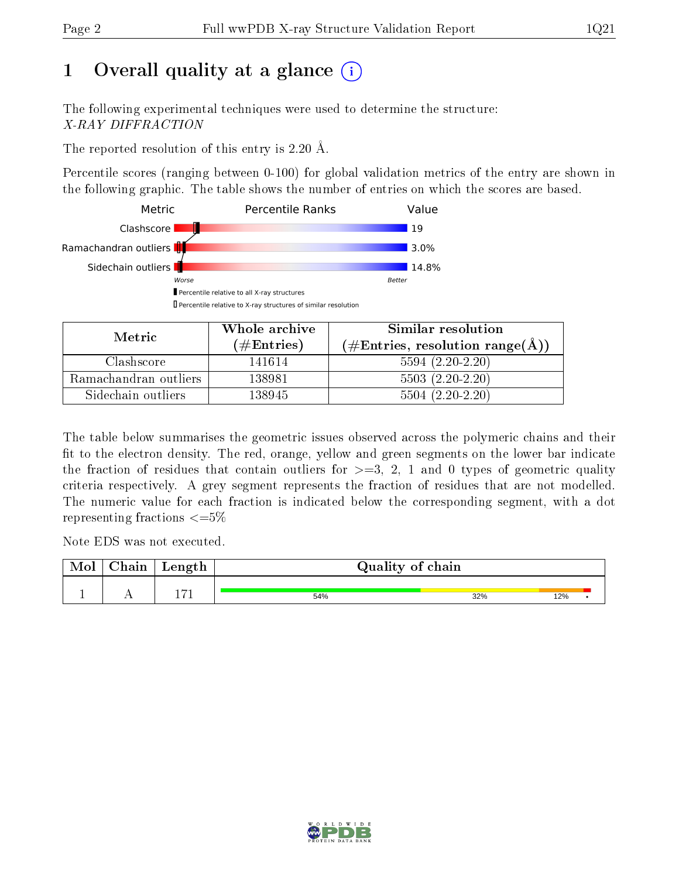# 1 Overall quality at a glance

The following experimental techniques were used to determine the structure:
*X-RAY DIFFRACTION*

The reported resolution of this entry is 2.20 Å.

Percentile scores (ranging between 0-100) for global validation metrics of the entry are shown in the following graphic. The table shows the number of entries on which the scores are based.

| Metric | Value |
|---|---|
| Clashscore | 19 |
| Ramachandran outliers | 3.0% |
| Sidechain outliers | 14.8% |

Worse — Better

Percentile relative to all X-ray structures

Percentile relative to X-ray structures of similar resolution

| Metric | Whole archive (#Entries) | Similar resolution (#Entries, resolution range(Å)) |
|---|---|---|
| Clashscore | 141614 | 5594 (2.20-2.20) |
| Ramachandran outliers | 138981 | 5503 (2.20-2.20) |
| Sidechain outliers | 138945 | 5504 (2.20-2.20) |

The table below summarises the geometric issues observed across the polymeric chains and their fit to the electron density. The red, orange, yellow and green segments on the lower bar indicate the fraction of residues that contain outliers for >=3, 2, 1 and 0 types of geometric quality criteria respectively. A grey segment represents the fraction of residues that are not modelled. The numeric value for each fraction is indicated below the corresponding segment, with a dot representing fractions <=5%

Note EDS was not executed.

| Mol | Chain | Length | Quality of chain |
|---|---|---|---|
| 1 | A | 171 | 54% 32% 12% • |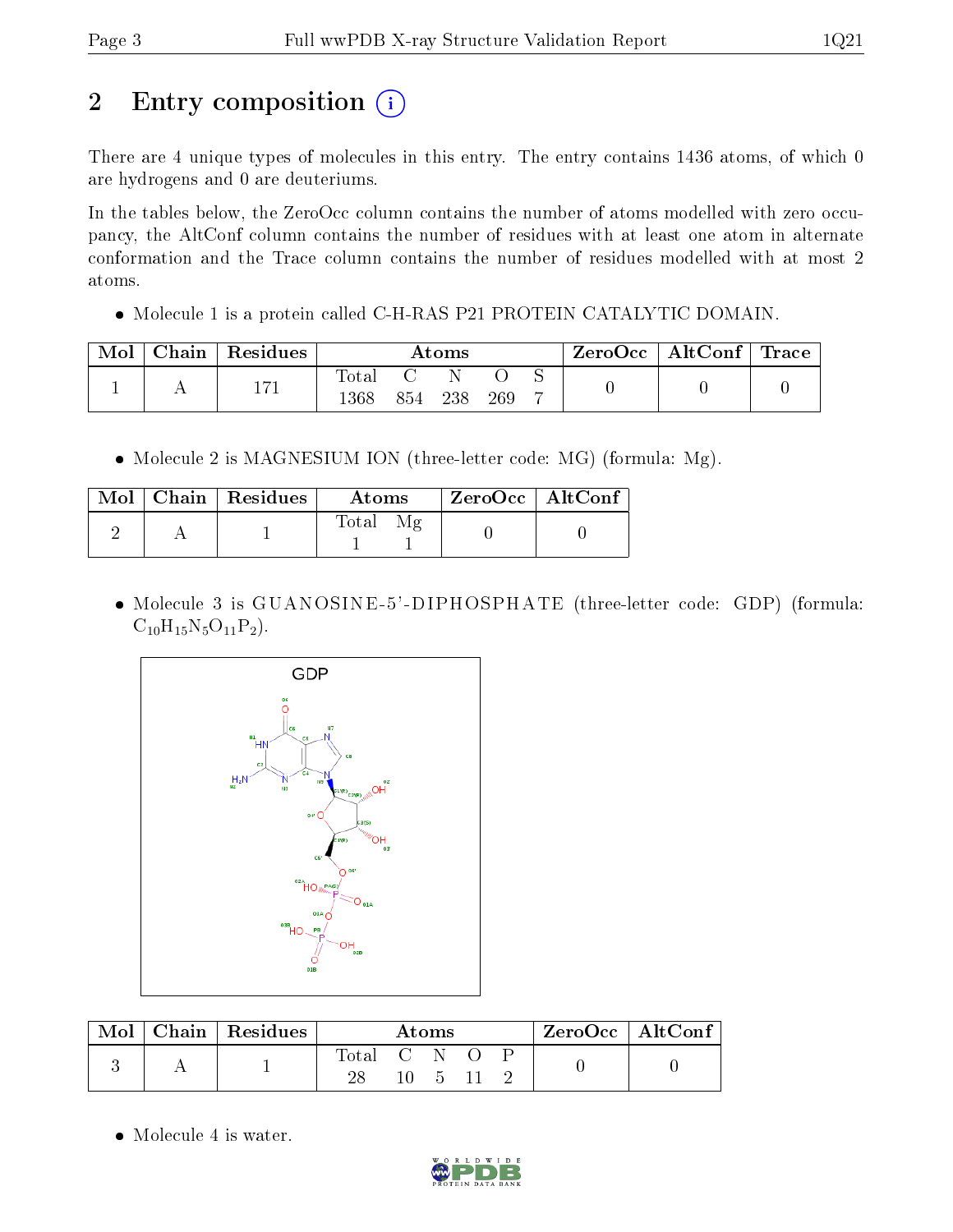## 2 Entry composition

There are 4 unique types of molecules in this entry. The entry contains 1436 atoms, of which 0 are hydrogens and 0 are deuteriums.

In the tables below, the ZeroOcc column contains the number of atoms modelled with zero occupancy, the AltConf column contains the number of residues with at least one atom in alternate conformation and the Trace column contains the number of residues modelled with at most 2 atoms.

- Molecule 1 is a protein called C-H-RAS P21 PROTEIN CATALYTIC DOMAIN.

| Mol | Chain | Residues | Atoms | | | | | ZeroOcc | AltConf | Trace |
|---|---|---|---|---|---|---|---|---|---|---|
| 1 | A | 171 | Total<br>1368 | C<br>854 | N<br>238 | O<br>269 | S<br>7 | 0 | 0 | 0 |

- Molecule 2 is MAGNESIUM ION (three-letter code: MG) (formula: Mg).

| Mol | Chain | Residues | Atoms | | ZeroOcc | AltConf |
|---|---|---|---|---|---|---|
| 2 | A | 1 | Total<br>1 | Mg<br>1 | 0 | 0 |

- Molecule 3 is GUANOSINE-5'-DIPHOSPHATE (three-letter code: GDP) (formula: $C_{10}H_{15}N_5O_{11}P_2$).

| Mol | Chain | Residues | Atoms | | | | | ZeroOcc | AltConf |
|---|---|---|---|---|---|---|---|---|---|
| 3 | A | 1 | Total<br>28 | C<br>10 | N<br>5 | O<br>11 | P<br>2 | 0 | 0 |

- Molecule 4 is water.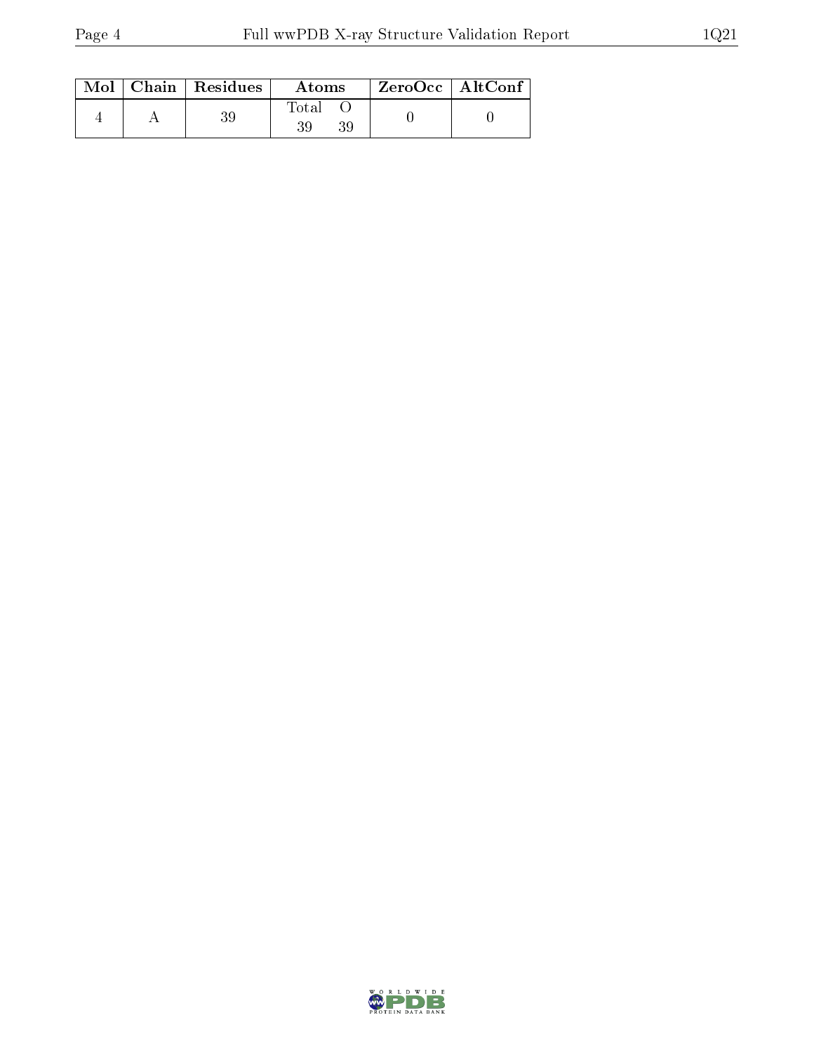| Mol | Chain | Residues | Atoms | | ZeroOcc | AltConf |
|---|---|---|---|---|---|---|
| | | | Total | O | | |
| 4 | A | 39 | 39 | 39 | 0 | 0 |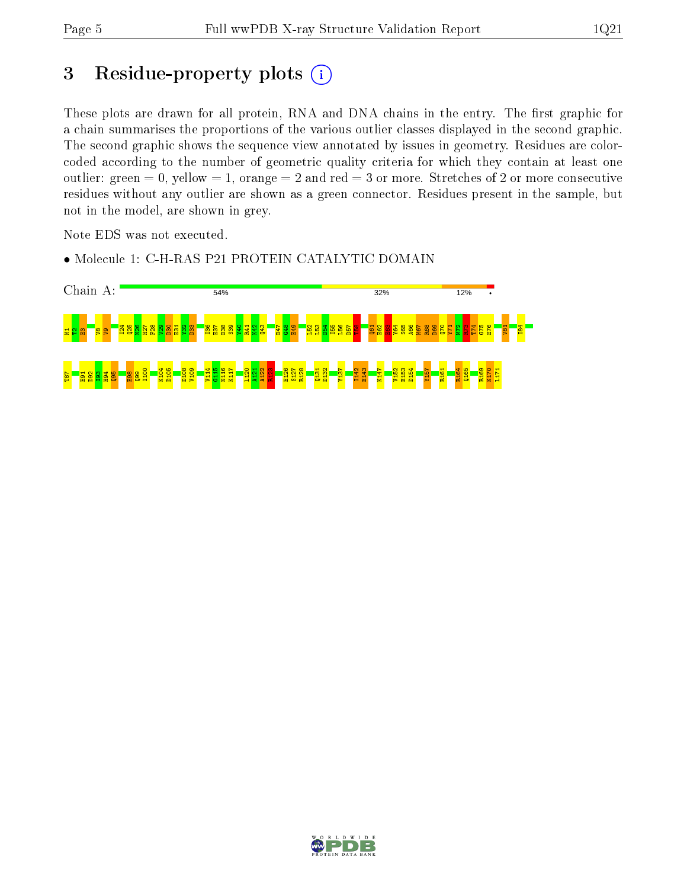# 3 Residue-property plots

These plots are drawn for all protein, RNA and DNA chains in the entry. The first graphic for a chain summarises the proportions of the various outlier classes displayed in the second graphic. The second graphic shows the sequence view annotated by issues in geometry. Residues are color-coded according to the number of geometric quality criteria for which they contain at least one outlier: green = 0, yellow = 1, orange = 2 and red = 3 or more. Stretches of 2 or more consecutive residues without any outlier are shown as a green connector. Residues present in the sample, but not in the model, are shown in grey.

Note EDS was not executed.

- Molecule 1: C-H-RAS P21 PROTEIN CATALYTIC DOMAIN

Chain A: 54% | 32% | 12% | •

M1 T2 E3 V8 V9 I24 Q25 N26 H27 F28 V29 D30 E31 Y32 D33 I36 E37 D38 S39 Y40 R41 K42 Q43 D47 G48 E49 L52 L53 D54 I55 L56 D57 T58 Q61 E62 E63 Y64 S65 A66 M67 R68 D69 Q70 Y71 M72 R73 T74 G75 E76 V81 I84 T87 E91 D92 I93 H94 Q95 E98 Q99 I100 K104 D105 D108 V109 V114 G115 N116 K117 L120 A121 A122 R123 E126 S127 R128 Q131 D132 Y137 I142 E143 K147 V152 E153 D154 Y157 R161 R164 Q165 R169 K170 L171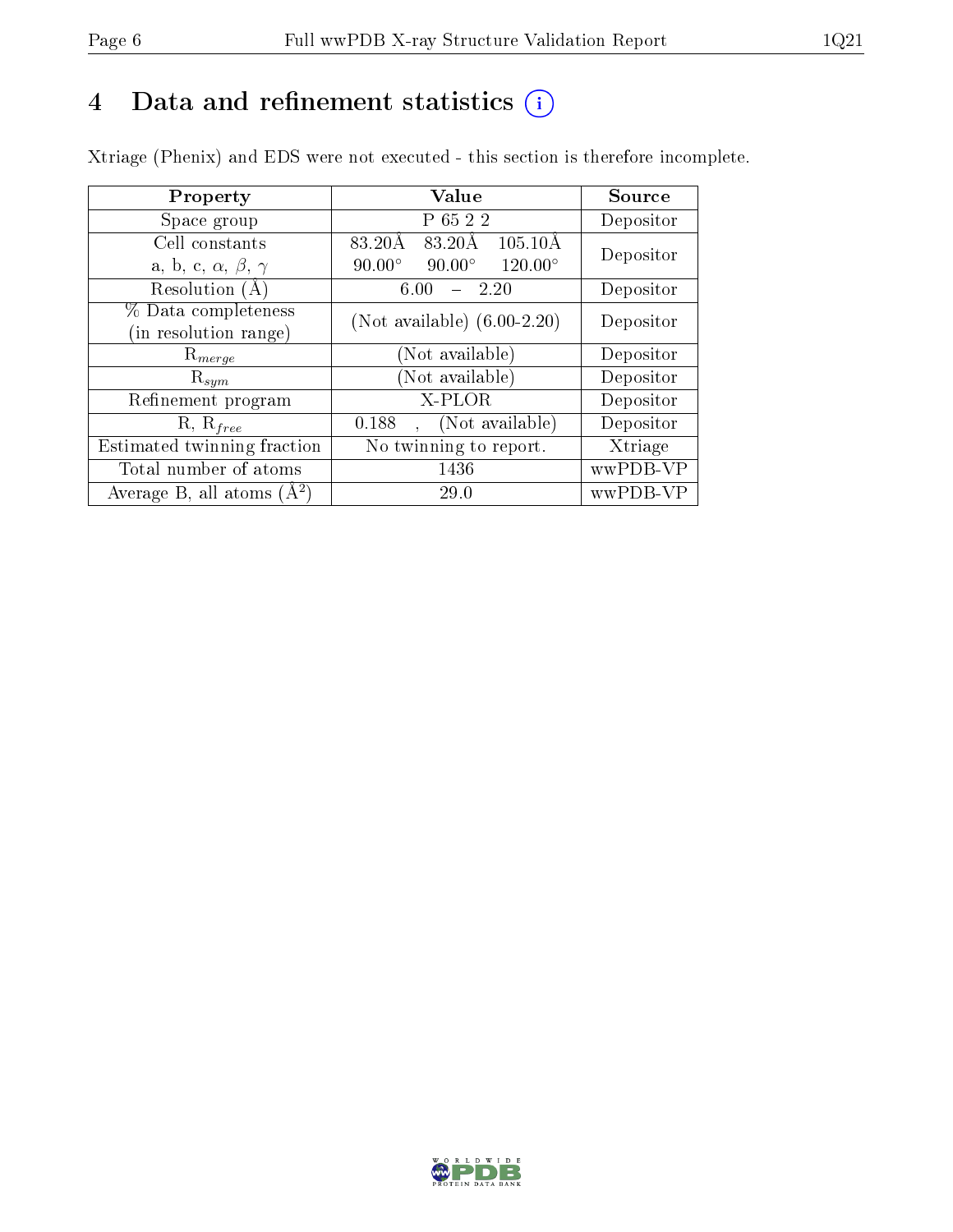# 4 Data and refinement statistics ⓘ

Xtriage (Phenix) and EDS were not executed - this section is therefore incomplete.

| Property | Value | Source |
|---|---|---|
| Space group | P 65 2 2 | Depositor |
| Cell constants<br>a, b, c, $\alpha$, $\beta$, $\gamma$ | 83.20Å 83.20Å 105.10Å<br>90.00° 90.00° 120.00° | Depositor |
| Resolution (Å) | 6.00 – 2.20 | Depositor |
| % Data completeness<br>(in resolution range) | (Not available) (6.00-2.20) | Depositor |
| $R_{merge}$ | (Not available) | Depositor |
| $R_{sym}$ | (Not available) | Depositor |
| Refinement program | X-PLOR | Depositor |
| R, $R_{free}$ | 0.188 , (Not available) | Depositor |
| Estimated twinning fraction | No twinning to report. | Xtriage |
| Total number of atoms | 1436 | wwPDB-VP |
| Average B, all atoms (Å$^2$) | 29.0 | wwPDB-VP |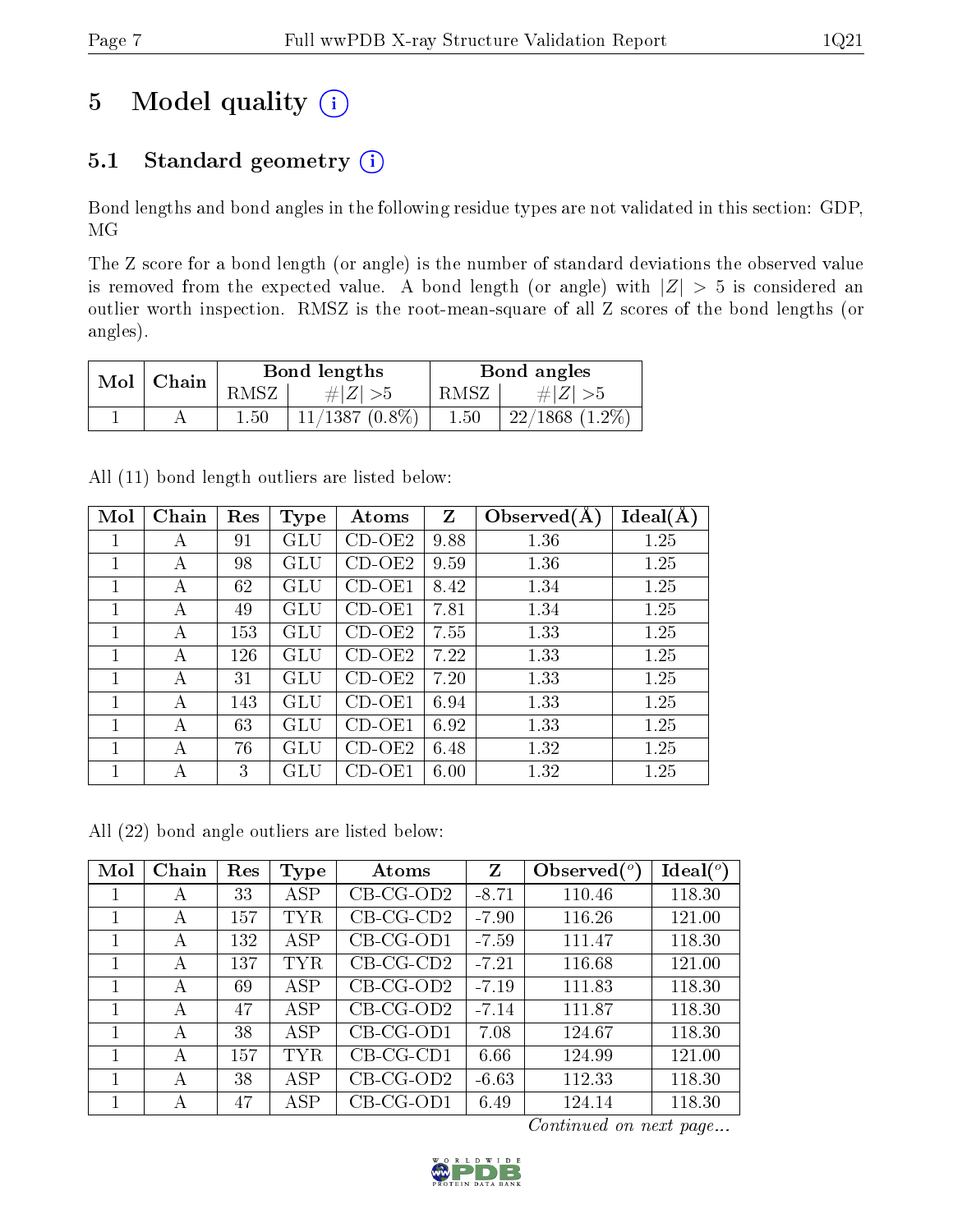# 5 Model quality (i)

## 5.1 Standard geometry (i)

Bond lengths and bond angles in the following residue types are not validated in this section: GDP, MG

The Z score for a bond length (or angle) is the number of standard deviations the observed value is removed from the expected value. A bond length (or angle) with $|Z| > 5$ is considered an outlier worth inspection. RMSZ is the root-mean-square of all Z scores of the bond lengths (or angles).

| Mol | Chain | Bond lengths | | Bond angles | |
|---|---|---|---|---|---|
| | | RMSZ | #\|Z\| >5 | RMSZ | #\|Z\| >5 |
| 1 | A | 1.50 | 11/1387 (0.8%) | 1.50 | 22/1868 (1.2%) |

All (11) bond length outliers are listed below:

| Mol | Chain | Res | Type | Atoms | Z | Observed(Å) | Ideal(Å) |
|---|---|---|---|---|---|---|---|
| 1 | A | 91 | GLU | CD-OE2 | 9.88 | 1.36 | 1.25 |
| 1 | A | 98 | GLU | CD-OE2 | 9.59 | 1.36 | 1.25 |
| 1 | A | 62 | GLU | CD-OE1 | 8.42 | 1.34 | 1.25 |
| 1 | A | 49 | GLU | CD-OE1 | 7.81 | 1.34 | 1.25 |
| 1 | A | 153 | GLU | CD-OE2 | 7.55 | 1.33 | 1.25 |
| 1 | A | 126 | GLU | CD-OE2 | 7.22 | 1.33 | 1.25 |
| 1 | A | 31 | GLU | CD-OE2 | 7.20 | 1.33 | 1.25 |
| 1 | A | 143 | GLU | CD-OE1 | 6.94 | 1.33 | 1.25 |
| 1 | A | 63 | GLU | CD-OE1 | 6.92 | 1.33 | 1.25 |
| 1 | A | 76 | GLU | CD-OE2 | 6.48 | 1.32 | 1.25 |
| 1 | A | 3 | GLU | CD-OE1 | 6.00 | 1.32 | 1.25 |

All (22) bond angle outliers are listed below:

| Mol | Chain | Res | Type | Atoms | Z | Observed(°) | Ideal(°) |
|---|---|---|---|---|---|---|---|
| 1 | A | 33 | ASP | CB-CG-OD2 | -8.71 | 110.46 | 118.30 |
| 1 | A | 157 | TYR | CB-CG-CD2 | -7.90 | 116.26 | 121.00 |
| 1 | A | 132 | ASP | CB-CG-OD1 | -7.59 | 111.47 | 118.30 |
| 1 | A | 137 | TYR | CB-CG-CD2 | -7.21 | 116.68 | 121.00 |
| 1 | A | 69 | ASP | CB-CG-OD2 | -7.19 | 111.83 | 118.30 |
| 1 | A | 47 | ASP | CB-CG-OD2 | -7.14 | 111.87 | 118.30 |
| 1 | A | 38 | ASP | CB-CG-OD1 | 7.08 | 124.67 | 118.30 |
| 1 | A | 157 | TYR | CB-CG-CD1 | 6.66 | 124.99 | 121.00 |
| 1 | A | 38 | ASP | CB-CG-OD2 | -6.63 | 112.33 | 118.30 |
| 1 | A | 47 | ASP | CB-CG-OD1 | 6.49 | 124.14 | 118.30 |

*Continued on next page...*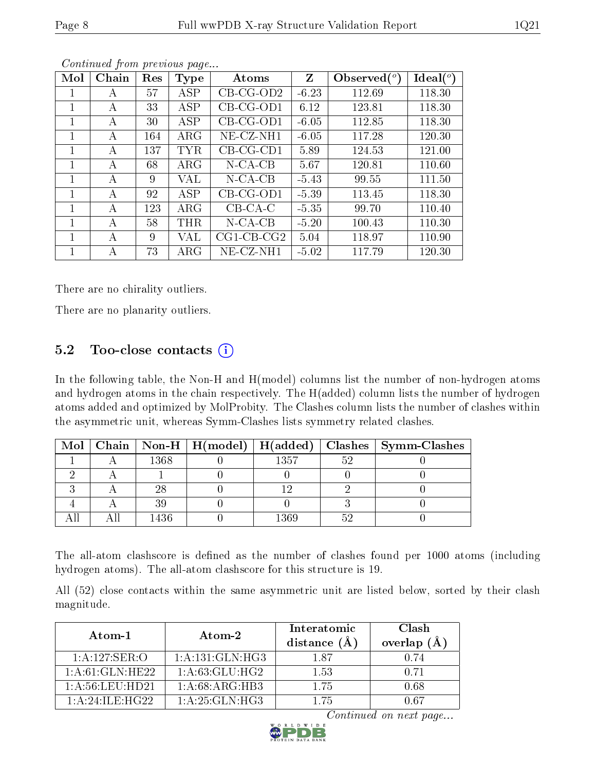*Continued from previous page...*

| Mol | Chain | Res | Type | Atoms | Z | Observed(°) | Ideal(°) |
|---|---|---|---|---|---|---|---|
| 1 | A | 57 | ASP | CB-CG-OD2 | -6.23 | 112.69 | 118.30 |
| 1 | A | 33 | ASP | CB-CG-OD1 | 6.12 | 123.81 | 118.30 |
| 1 | A | 30 | ASP | CB-CG-OD1 | -6.05 | 112.85 | 118.30 |
| 1 | A | 164 | ARG | NE-CZ-NH1 | -6.05 | 117.28 | 120.30 |
| 1 | A | 137 | TYR | CB-CG-CD1 | 5.89 | 124.53 | 121.00 |
| 1 | A | 68 | ARG | N-CA-CB | 5.67 | 120.81 | 110.60 |
| 1 | A | 9 | VAL | N-CA-CB | -5.43 | 99.55 | 111.50 |
| 1 | A | 92 | ASP | CB-CG-OD1 | -5.39 | 113.45 | 118.30 |
| 1 | A | 123 | ARG | CB-CA-C | -5.35 | 99.70 | 110.40 |
| 1 | A | 58 | THR | N-CA-CB | -5.20 | 100.43 | 110.30 |
| 1 | A | 9 | VAL | CG1-CB-CG2 | 5.04 | 118.97 | 110.90 |
| 1 | A | 73 | ARG | NE-CZ-NH1 | -5.02 | 117.79 | 120.30 |

There are no chirality outliers.

There are no planarity outliers.

## 5.2 Too-close contacts

In the following table, the Non-H and H(model) columns list the number of non-hydrogen atoms and hydrogen atoms in the chain respectively. The H(added) column lists the number of hydrogen atoms added and optimized by MolProbity. The Clashes column lists the number of clashes within the asymmetric unit, whereas Symm-Clashes lists symmetry related clashes.

| Mol | Chain | Non-H | H(model) | H(added) | Clashes | Symm-Clashes |
|---|---|---|---|---|---|---|
| 1 | A | 1368 | 0 | 1357 | 52 | 0 |
| 2 | A | 1 | 0 | 0 | 0 | 0 |
| 3 | A | 28 | 0 | 12 | 2 | 0 |
| 4 | A | 39 | 0 | 0 | 3 | 0 |
| All | All | 1436 | 0 | 1369 | 52 | 0 |

The all-atom clashscore is defined as the number of clashes found per 1000 atoms (including hydrogen atoms). The all-atom clashscore for this structure is 19.

All (52) close contacts within the same asymmetric unit are listed below, sorted by their clash magnitude.

| Atom-1 | Atom-2 | Interatomic distance (Å) | Clash overlap (Å) |
|---|---|---|---|
| 1:A:127:SER:O | 1:A:131:GLN:HG3 | 1.87 | 0.74 |
| 1:A:61:GLN:HE22 | 1:A:63:GLU:HG2 | 1.53 | 0.71 |
| 1:A:56:LEU:HD21 | 1:A:68:ARG:HB3 | 1.75 | 0.68 |
| 1:A:24:ILE:HG22 | 1:A:25:GLN:HG3 | 1.75 | 0.67 |

*Continued on next page...*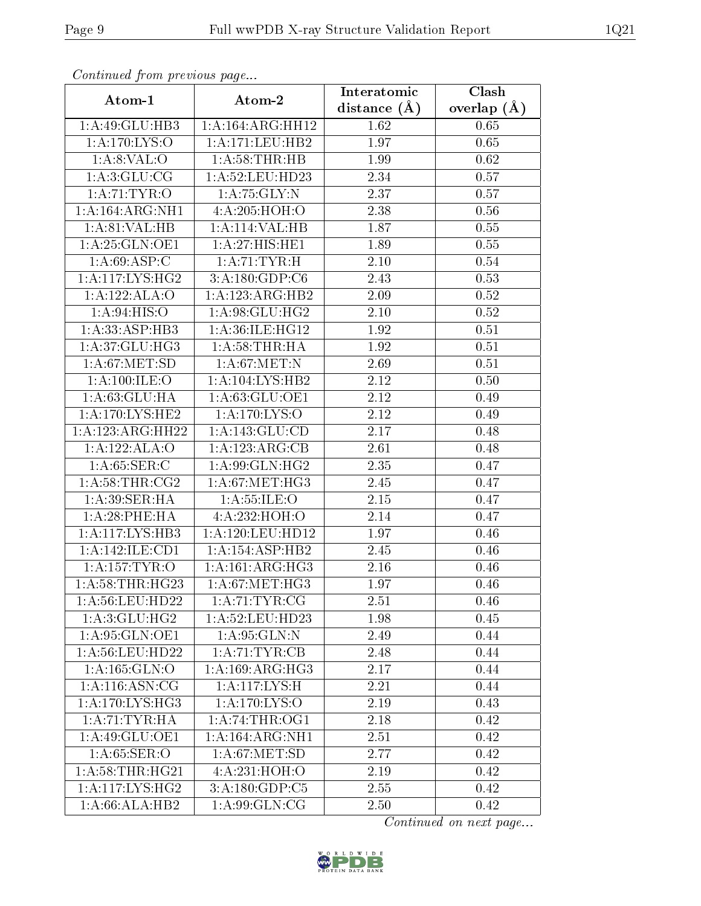*Continued from previous page...*

| Atom-1 | Atom-2 | Interatomic distance (Å) | Clash overlap (Å) |
|---|---|---|---|
| 1:A:49:GLU:HB3 | 1:A:164:ARG:HH12 | 1.62 | 0.65 |
| 1:A:170:LYS:O | 1:A:171:LEU:HB2 | 1.97 | 0.65 |
| 1:A:8:VAL:O | 1:A:58:THR:HB | 1.99 | 0.62 |
| 1:A:3:GLU:CG | 1:A:52:LEU:HD23 | 2.34 | 0.57 |
| 1:A:71:TYR:O | 1:A:75:GLY:N | 2.37 | 0.57 |
| 1:A:164:ARG:NH1 | 4:A:205:HOH:O | 2.38 | 0.56 |
| 1:A:81:VAL:HB | 1:A:114:VAL:HB | 1.87 | 0.55 |
| 1:A:25:GLN:OE1 | 1:A:27:HIS:HE1 | 1.89 | 0.55 |
| 1:A:69:ASP:C | 1:A:71:TYR:H | 2.10 | 0.54 |
| 1:A:117:LYS:HG2 | 3:A:180:GDP:C6 | 2.43 | 0.53 |
| 1:A:122:ALA:O | 1:A:123:ARG:HB2 | 2.09 | 0.52 |
| 1:A:94:HIS:O | 1:A:98:GLU:HG2 | 2.10 | 0.52 |
| 1:A:33:ASP:HB3 | 1:A:36:ILE:HG12 | 1.92 | 0.51 |
| 1:A:37:GLU:HG3 | 1:A:58:THR:HA | 1.92 | 0.51 |
| 1:A:67:MET:SD | 1:A:67:MET:N | 2.69 | 0.51 |
| 1:A:100:ILE:O | 1:A:104:LYS:HB2 | 2.12 | 0.50 |
| 1:A:63:GLU:HA | 1:A:63:GLU:OE1 | 2.12 | 0.49 |
| 1:A:170:LYS:HE2 | 1:A:170:LYS:O | 2.12 | 0.49 |
| 1:A:123:ARG:HH22 | 1:A:143:GLU:CD | 2.17 | 0.48 |
| 1:A:122:ALA:O | 1:A:123:ARG:CB | 2.61 | 0.48 |
| 1:A:65:SER:C | 1:A:99:GLN:HG2 | 2.35 | 0.47 |
| 1:A:58:THR:CG2 | 1:A:67:MET:HG3 | 2.45 | 0.47 |
| 1:A:39:SER:HA | 1:A:55:ILE:O | 2.15 | 0.47 |
| 1:A:28:PHE:HA | 4:A:232:HOH:O | 2.14 | 0.47 |
| 1:A:117:LYS:HB3 | 1:A:120:LEU:HD12 | 1.97 | 0.46 |
| 1:A:142:ILE:CD1 | 1:A:154:ASP:HB2 | 2.45 | 0.46 |
| 1:A:157:TYR:O | 1:A:161:ARG:HG3 | 2.16 | 0.46 |
| 1:A:58:THR:HG23 | 1:A:67:MET:HG3 | 1.97 | 0.46 |
| 1:A:56:LEU:HD22 | 1:A:71:TYR:CG | 2.51 | 0.46 |
| 1:A:3:GLU:HG2 | 1:A:52:LEU:HD23 | 1.98 | 0.45 |
| 1:A:95:GLN:OE1 | 1:A:95:GLN:N | 2.49 | 0.44 |
| 1:A:56:LEU:HD22 | 1:A:71:TYR:CB | 2.48 | 0.44 |
| 1:A:165:GLN:O | 1:A:169:ARG:HG3 | 2.17 | 0.44 |
| 1:A:116:ASN:CG | 1:A:117:LYS:H | 2.21 | 0.44 |
| 1:A:170:LYS:HG3 | 1:A:170:LYS:O | 2.19 | 0.43 |
| 1:A:71:TYR:HA | 1:A:74:THR:OG1 | 2.18 | 0.42 |
| 1:A:49:GLU:OE1 | 1:A:164:ARG:NH1 | 2.51 | 0.42 |
| 1:A:65:SER:O | 1:A:67:MET:SD | 2.77 | 0.42 |
| 1:A:58:THR:HG21 | 4:A:231:HOH:O | 2.19 | 0.42 |
| 1:A:117:LYS:HG2 | 3:A:180:GDP:C5 | 2.55 | 0.42 |
| 1:A:66:ALA:HB2 | 1:A:99:GLN:CG | 2.50 | 0.42 |

*Continued on next page...*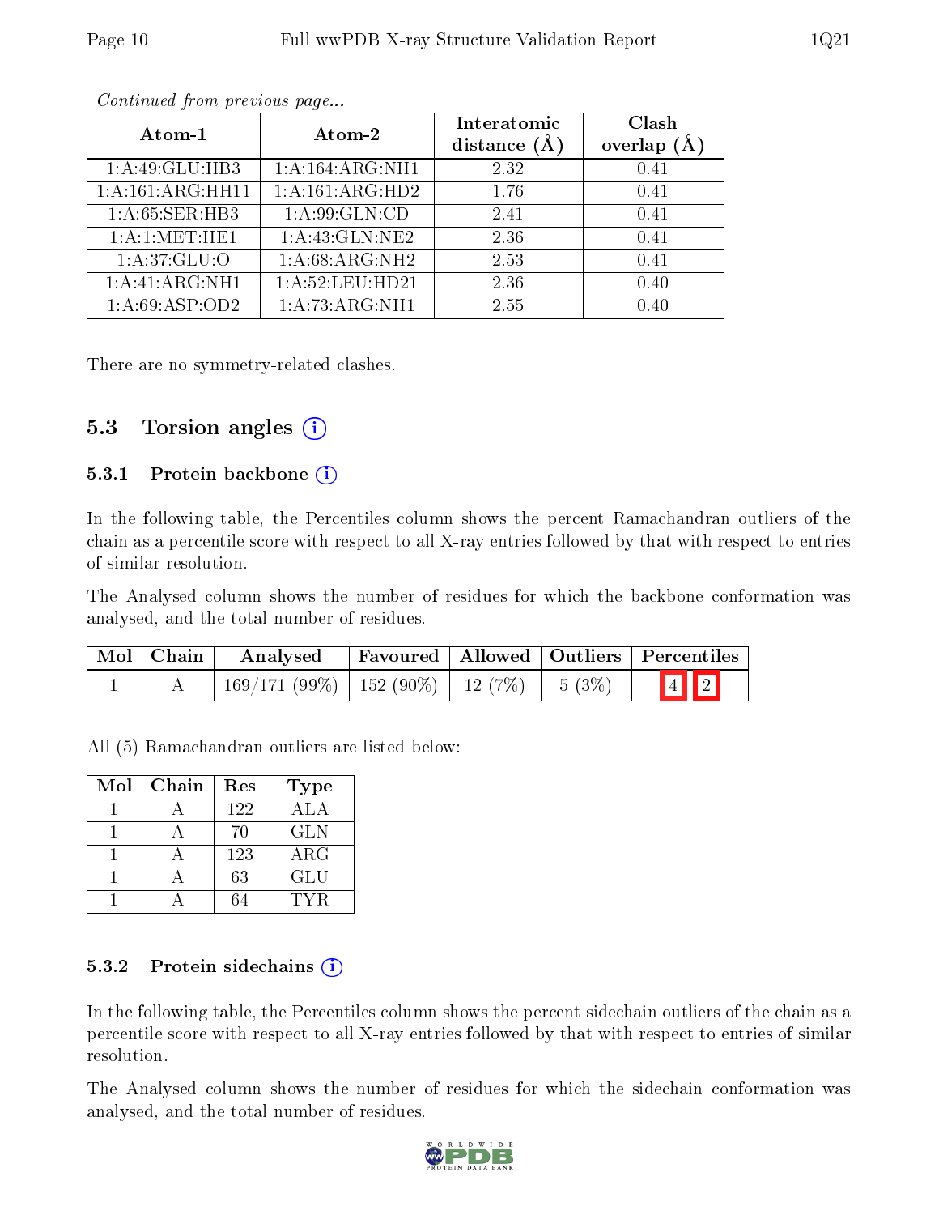*Continued from previous page...*

| Atom-1 | Atom-2 | Interatomic distance (Å) | Clash overlap (Å) |
|---|---|---|---|
| 1:A:49:GLU:HB3 | 1:A:164:ARG:NH1 | 2.32 | 0.41 |
| 1:A:161:ARG:HH11 | 1:A:161:ARG:HD2 | 1.76 | 0.41 |
| 1:A:65:SER:HB3 | 1:A:99:GLN:CD | 2.41 | 0.41 |
| 1:A:1:MET:HE1 | 1:A:43:GLN:NE2 | 2.36 | 0.41 |
| 1:A:37:GLU:O | 1:A:68:ARG:NH2 | 2.53 | 0.41 |
| 1:A:41:ARG:NH1 | 1:A:52:LEU:HD21 | 2.36 | 0.40 |
| 1:A:69:ASP:OD2 | 1:A:73:ARG:NH1 | 2.55 | 0.40 |

There are no symmetry-related clashes.

## 5.3 Torsion angles

### 5.3.1 Protein backbone

In the following table, the Percentiles column shows the percent Ramachandran outliers of the chain as a percentile score with respect to all X-ray entries followed by that with respect to entries of similar resolution.

The Analysed column shows the number of residues for which the backbone conformation was analysed, and the total number of residues.

| Mol | Chain | Analysed | Favoured | Allowed | Outliers | Percentiles | |
|---|---|---|---|---|---|---|---|
| 1 | A | 169/171 (99%) | 152 (90%) | 12 (7%) | 5 (3%) | 4 | 2 |

All (5) Ramachandran outliers are listed below:

| Mol | Chain | Res | Type |
|---|---|---|---|
| 1 | A | 122 | ALA |
| 1 | A | 70 | GLN |
| 1 | A | 123 | ARG |
| 1 | A | 63 | GLU |
| 1 | A | 64 | TYR |

### 5.3.2 Protein sidechains

In the following table, the Percentiles column shows the percent sidechain outliers of the chain as a percentile score with respect to all X-ray entries followed by that with respect to entries of similar resolution.

The Analysed column shows the number of residues for which the sidechain conformation was analysed, and the total number of residues.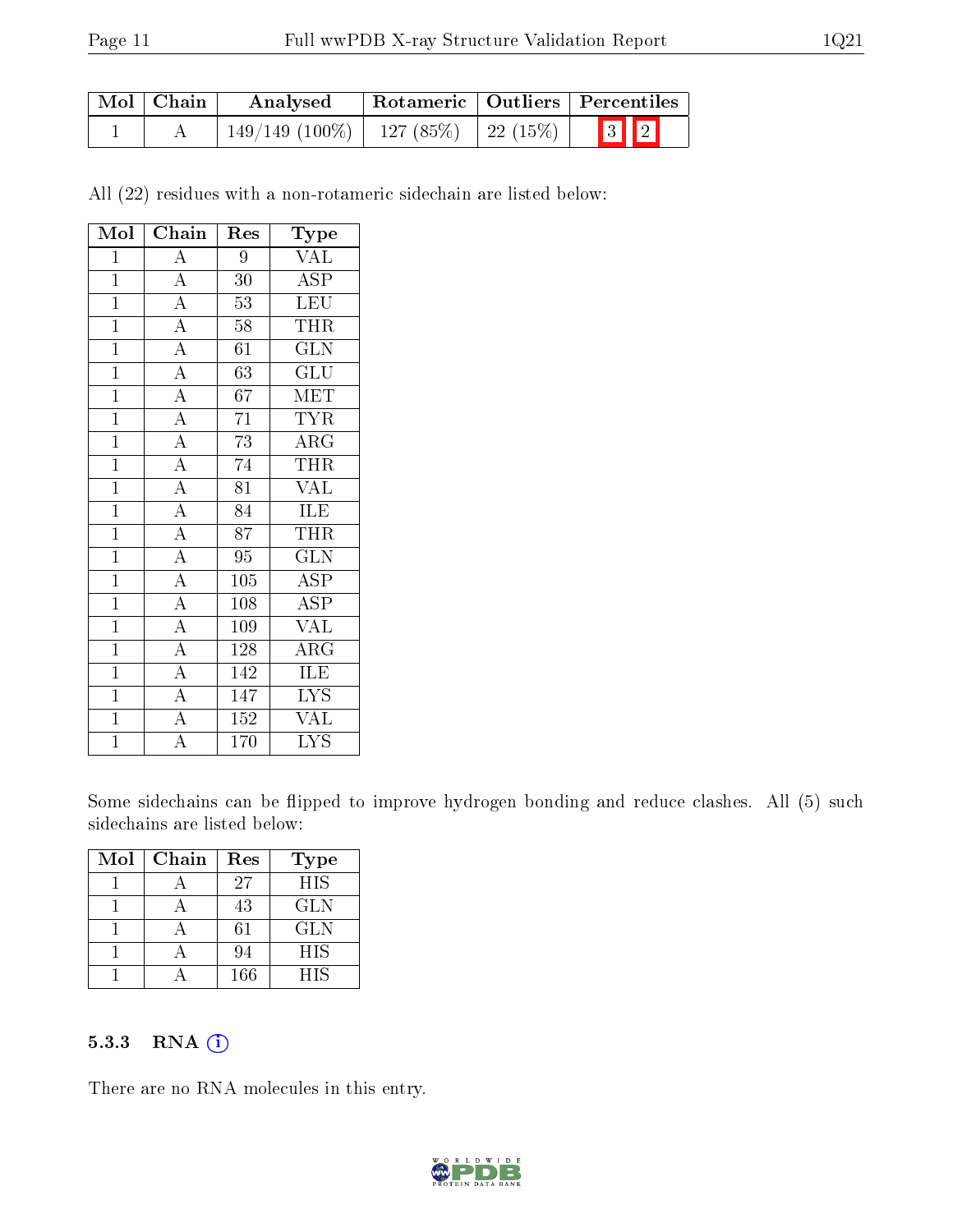| Mol | Chain | Analysed | Rotameric | Outliers | Percentiles | |
|---|---|---|---|---|---|---|
| 1 | A | 149/149 (100%) | 127 (85%) | 22 (15%) | 3 | 2 |

All (22) residues with a non-rotameric sidechain are listed below:

| Mol | Chain | Res | Type |
|---|---|---|---|
| 1 | A | 9 | VAL |
| 1 | A | 30 | ASP |
| 1 | A | 53 | LEU |
| 1 | A | 58 | THR |
| 1 | A | 61 | GLN |
| 1 | A | 63 | GLU |
| 1 | A | 67 | MET |
| 1 | A | 71 | TYR |
| 1 | A | 73 | ARG |
| 1 | A | 74 | THR |
| 1 | A | 81 | VAL |
| 1 | A | 84 | ILE |
| 1 | A | 87 | THR |
| 1 | A | 95 | GLN |
| 1 | A | 105 | ASP |
| 1 | A | 108 | ASP |
| 1 | A | 109 | VAL |
| 1 | A | 128 | ARG |
| 1 | A | 142 | ILE |
| 1 | A | 147 | LYS |
| 1 | A | 152 | VAL |
| 1 | A | 170 | LYS |

Some sidechains can be flipped to improve hydrogen bonding and reduce clashes. All (5) such sidechains are listed below:

| Mol | Chain | Res | Type |
|---|---|---|---|
| 1 | A | 27 | HIS |
| 1 | A | 43 | GLN |
| 1 | A | 61 | GLN |
| 1 | A | 94 | HIS |
| 1 | A | 166 | HIS |

### 5.3.3 RNA

There are no RNA molecules in this entry.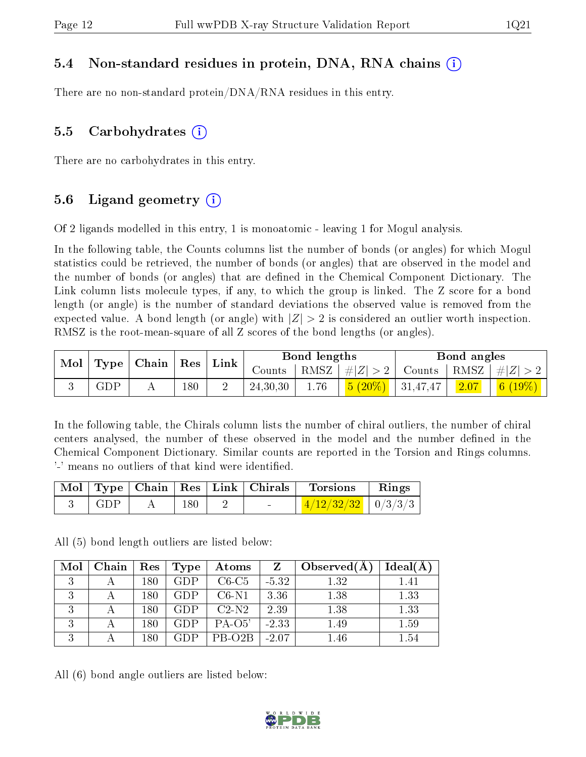### 5.4 Non-standard residues in protein, DNA, RNA chains (i)

There are no non-standard protein/DNA/RNA residues in this entry.

### 5.5 Carbohydrates (i)

There are no carbohydrates in this entry.

### 5.6 Ligand geometry (i)

Of 2 ligands modelled in this entry, 1 is monoatomic - leaving 1 for Mogul analysis.

In the following table, the Counts columns list the number of bonds (or angles) for which Mogul statistics could be retrieved, the number of bonds (or angles) that are observed in the model and the number of bonds (or angles) that are defined in the Chemical Component Dictionary. The Link column lists molecule types, if any, to which the group is linked. The Z score for a bond length (or angle) is the number of standard deviations the observed value is removed from the expected value. A bond length (or angle) with $|Z| > 2$ is considered an outlier worth inspection. RMSZ is the root-mean-square of all Z scores of the bond lengths (or angles).

| Mol | Type | Chain | Res | Link | Bond lengths | | | Bond angles | | |
|---|---|---|---|---|---|---|---|---|---|---|
| | | | | | Counts | RMSZ | $\#\|Z\|>2$ | Counts | RMSZ | $\#\|Z\|>2$ |
| 3 | GDP | A | 180 | 2 | 24,30,30 | 1.76 | 5 (20%) | 31,47,47 | 2.07 | 6 (19%) |

In the following table, the Chirals column lists the number of chiral outliers, the number of chiral centers analysed, the number of these observed in the model and the number defined in the Chemical Component Dictionary. Similar counts are reported in the Torsion and Rings columns. '-' means no outliers of that kind were identified.

| Mol | Type | Chain | Res | Link | Chirals | Torsions | Rings |
|---|---|---|---|---|---|---|---|
| 3 | GDP | A | 180 | 2 | - | 4/12/32/32 | 0/3/3/3 |

All (5) bond length outliers are listed below:

| Mol | Chain | Res | Type | Atoms | Z | Observed(Å) | Ideal(Å) |
|---|---|---|---|---|---|---|---|
| 3 | A | 180 | GDP | C6-C5 | -5.32 | 1.32 | 1.41 |
| 3 | A | 180 | GDP | C6-N1 | 3.36 | 1.38 | 1.33 |
| 3 | A | 180 | GDP | C2-N2 | 2.39 | 1.38 | 1.33 |
| 3 | A | 180 | GDP | PA-O5' | -2.33 | 1.49 | 1.59 |
| 3 | A | 180 | GDP | PB-O2B | -2.07 | 1.46 | 1.54 |

All (6) bond angle outliers are listed below: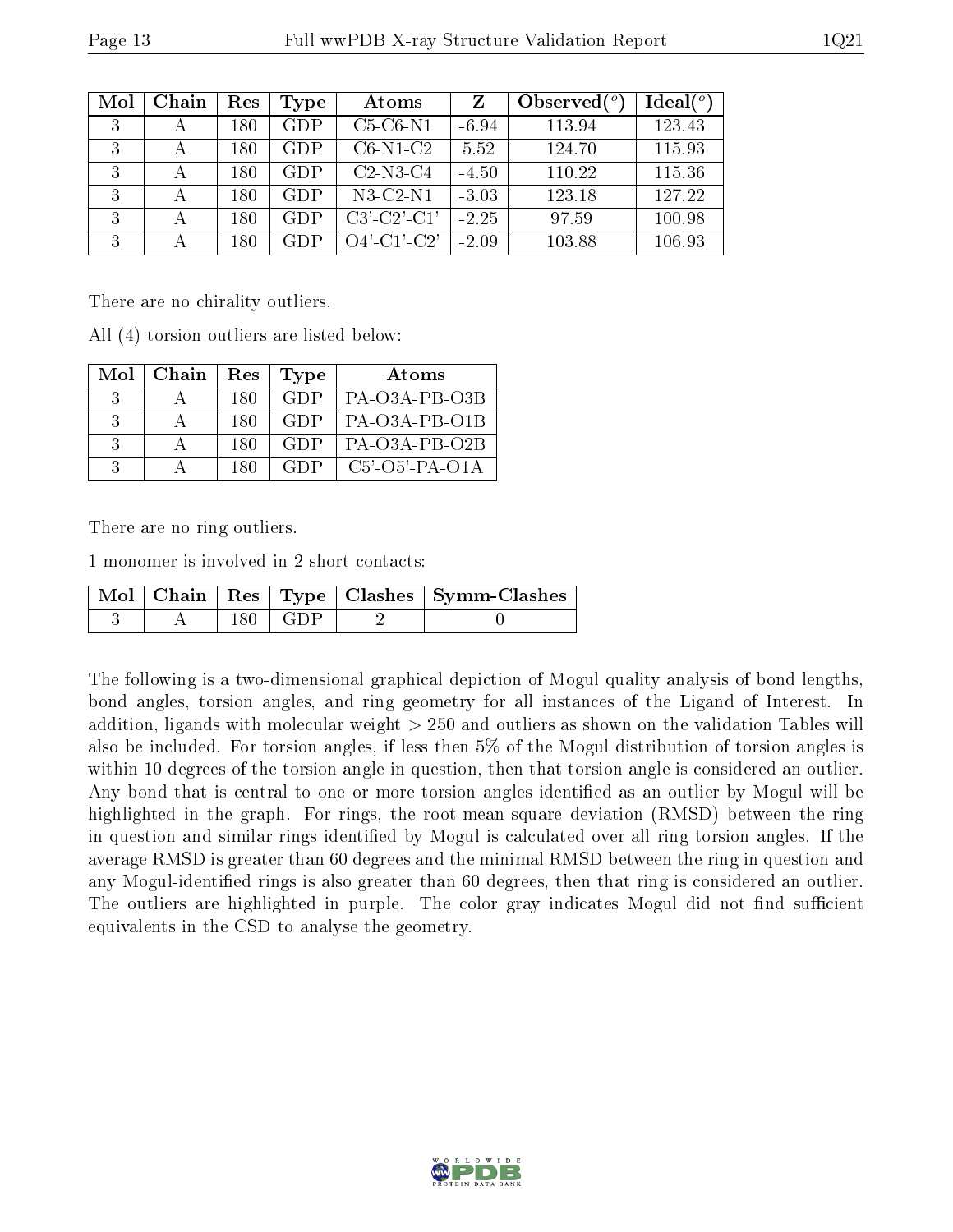| Mol | Chain | Res | Type | Atoms | Z | Observed(°) | Ideal(°) |
|---|---|---|---|---|---|---|---|
| 3 | A | 180 | GDP | C5-C6-N1 | -6.94 | 113.94 | 123.43 |
| 3 | A | 180 | GDP | C6-N1-C2 | 5.52 | 124.70 | 115.93 |
| 3 | A | 180 | GDP | C2-N3-C4 | -4.50 | 110.22 | 115.36 |
| 3 | A | 180 | GDP | N3-C2-N1 | -3.03 | 123.18 | 127.22 |
| 3 | A | 180 | GDP | C3'-C2'-C1' | -2.25 | 97.59 | 100.98 |
| 3 | A | 180 | GDP | O4'-C1'-C2' | -2.09 | 103.88 | 106.93 |

There are no chirality outliers.

All (4) torsion outliers are listed below:

| Mol | Chain | Res | Type | Atoms |
|---|---|---|---|---|
| 3 | A | 180 | GDP | PA-O3A-PB-O3B |
| 3 | A | 180 | GDP | PA-O3A-PB-O1B |
| 3 | A | 180 | GDP | PA-O3A-PB-O2B |
| 3 | A | 180 | GDP | C5'-O5'-PA-O1A |

There are no ring outliers.

1 monomer is involved in 2 short contacts:

| Mol | Chain | Res | Type | Clashes | Symm-Clashes |
|---|---|---|---|---|---|
| 3 | A | 180 | GDP | 2 | 0 |

The following is a two-dimensional graphical depiction of Mogul quality analysis of bond lengths, bond angles, torsion angles, and ring geometry for all instances of the Ligand of Interest. In addition, ligands with molecular weight > 250 and outliers as shown on the validation Tables will also be included. For torsion angles, if less then 5% of the Mogul distribution of torsion angles is within 10 degrees of the torsion angle in question, then that torsion angle is considered an outlier. Any bond that is central to one or more torsion angles identified as an outlier by Mogul will be highlighted in the graph. For rings, the root-mean-square deviation (RMSD) between the ring in question and similar rings identified by Mogul is calculated over all ring torsion angles. If the average RMSD is greater than 60 degrees and the minimal RMSD between the ring in question and any Mogul-identified rings is also greater than 60 degrees, then that ring is considered an outlier. The outliers are highlighted in purple. The color gray indicates Mogul did not find sufficient equivalents in the CSD to analyse the geometry.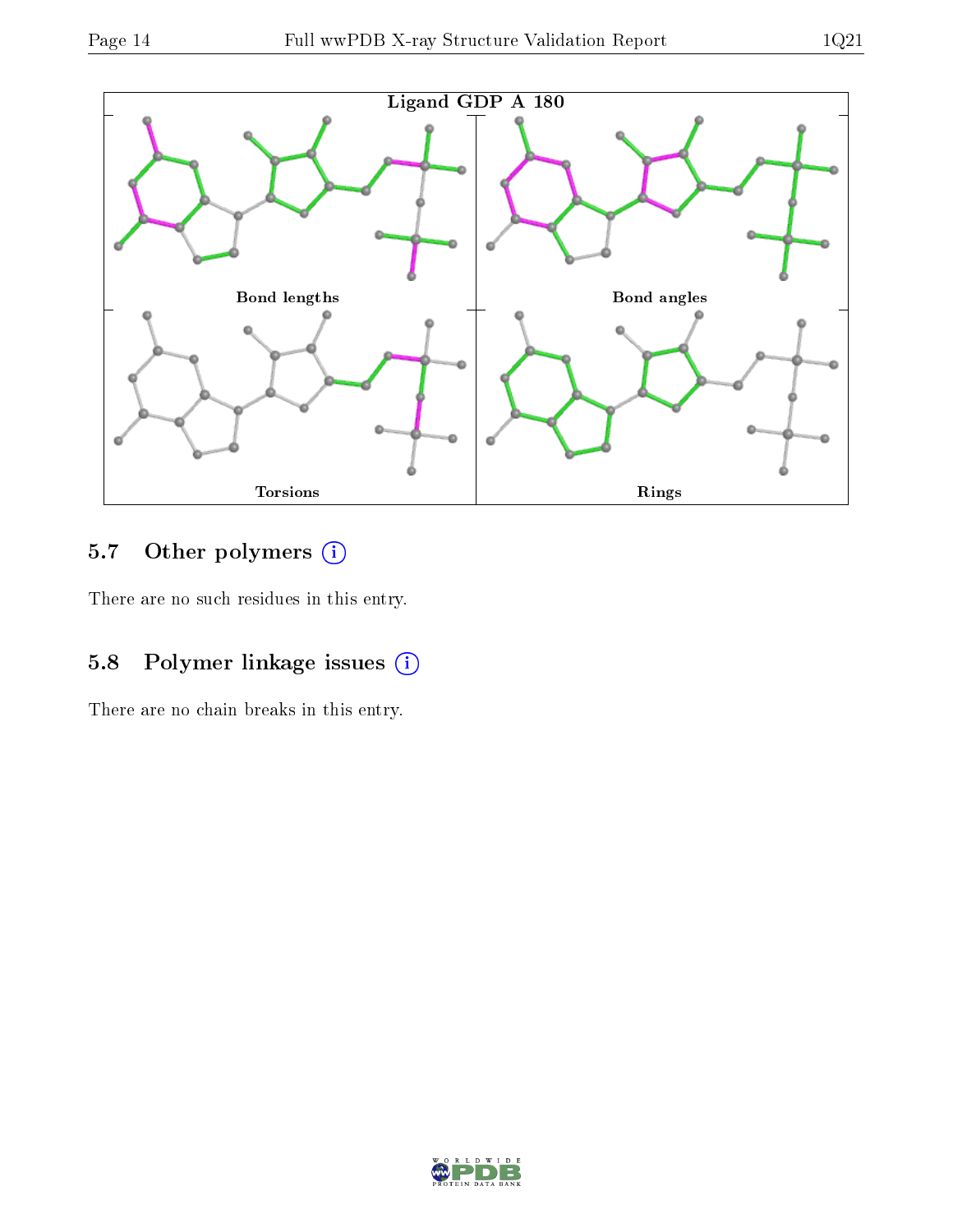Ligand GDP A 180

Bond lengths

Bond angles

Torsions

Rings

### 5.7 Other polymers (i)

There are no such residues in this entry.

### 5.8 Polymer linkage issues (i)

There are no chain breaks in this entry.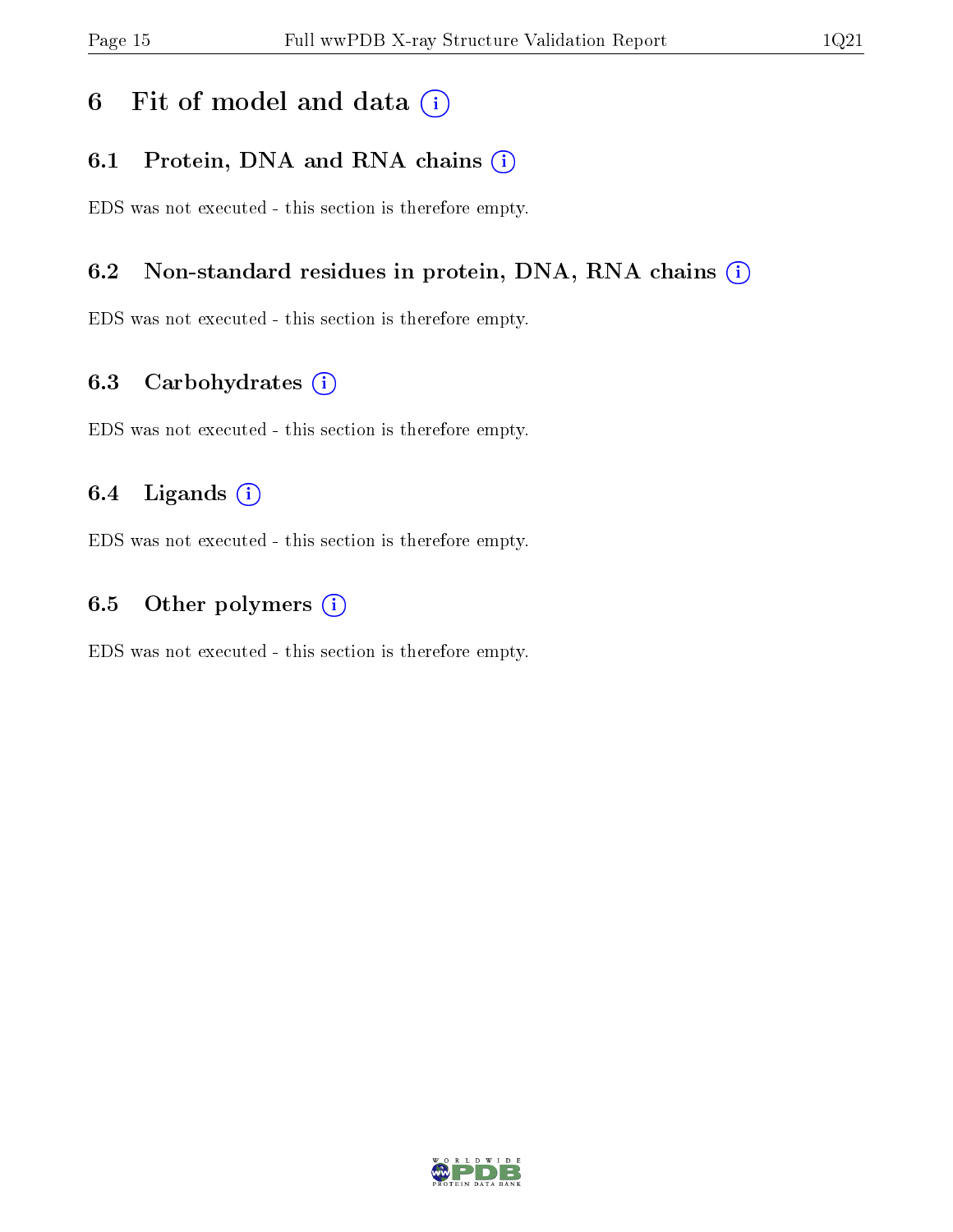# 6 Fit of model and data

## 6.1 Protein, DNA and RNA chains

EDS was not executed - this section is therefore empty.

## 6.2 Non-standard residues in protein, DNA, RNA chains

EDS was not executed - this section is therefore empty.

## 6.3 Carbohydrates

EDS was not executed - this section is therefore empty.

## 6.4 Ligands

EDS was not executed - this section is therefore empty.

## 6.5 Other polymers

EDS was not executed - this section is therefore empty.